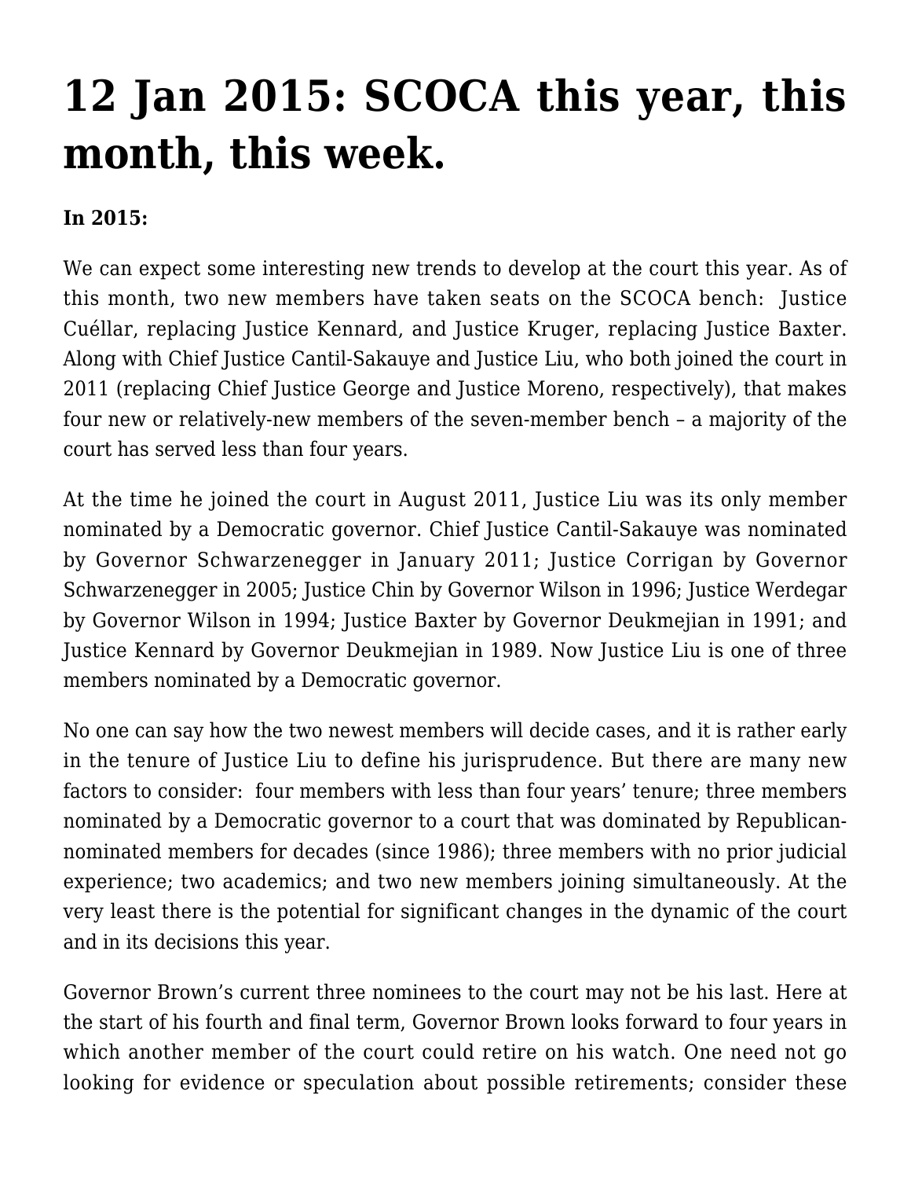# 12 Jan 2015: SCOCA this year, this month, this week.

**In 2015:**

We can expect some interesting new trends to develop at the court this year. As of this month, two new members have taken seats on the SCOCA bench: Justice Cuéllar, replacing Justice Kennard, and Justice Kruger, replacing Justice Baxter. Along with Chief Justice Cantil-Sakauye and Justice Liu, who both joined the court in 2011 (replacing Chief Justice George and Justice Moreno, respectively), that makes four new or relatively-new members of the seven-member bench – a majority of the court has served less than four years.

At the time he joined the court in August 2011, Justice Liu was its only member nominated by a Democratic governor. Chief Justice Cantil-Sakauye was nominated by Governor Schwarzenegger in January 2011; Justice Corrigan by Governor Schwarzenegger in 2005; Justice Chin by Governor Wilson in 1996; Justice Werdegar by Governor Wilson in 1994; Justice Baxter by Governor Deukmejian in 1991; and Justice Kennard by Governor Deukmejian in 1989. Now Justice Liu is one of three members nominated by a Democratic governor.

No one can say how the two newest members will decide cases, and it is rather early in the tenure of Justice Liu to define his jurisprudence. But there are many new factors to consider: four members with less than four years' tenure; three members nominated by a Democratic governor to a court that was dominated by Republican-nominated members for decades (since 1986); three members with no prior judicial experience; two academics; and two new members joining simultaneously. At the very least there is the potential for significant changes in the dynamic of the court and in its decisions this year.

Governor Brown's current three nominees to the court may not be his last. Here at the start of his fourth and final term, Governor Brown looks forward to four years in which another member of the court could retire on his watch. One need not go looking for evidence or speculation about possible retirements; consider these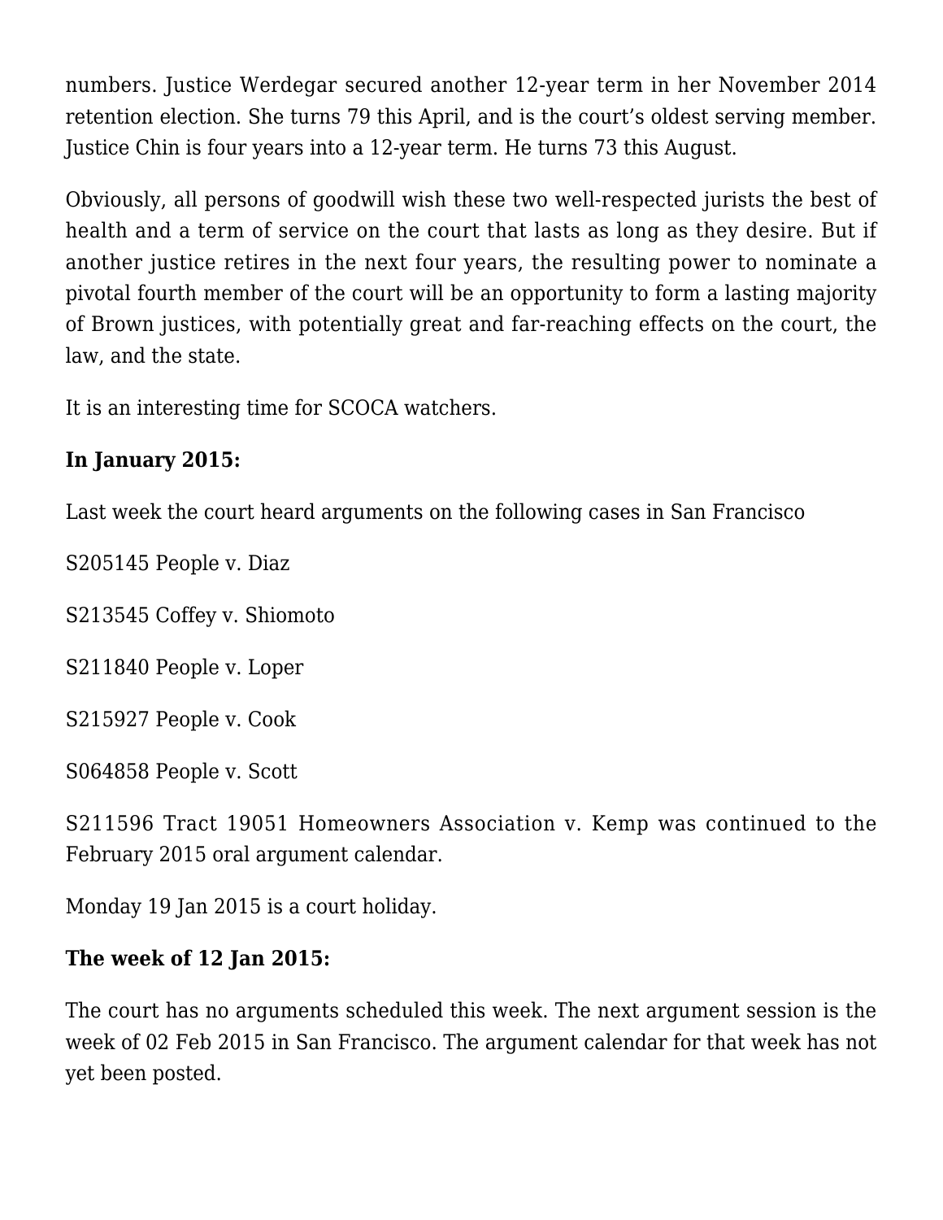numbers. Justice Werdegar secured another 12-year term in her November 2014 retention election. She turns 79 this April, and is the court's oldest serving member. Justice Chin is four years into a 12-year term. He turns 73 this August.

Obviously, all persons of goodwill wish these two well-respected jurists the best of health and a term of service on the court that lasts as long as they desire. But if another justice retires in the next four years, the resulting power to nominate a pivotal fourth member of the court will be an opportunity to form a lasting majority of Brown justices, with potentially great and far-reaching effects on the court, the law, and the state.

It is an interesting time for SCOCA watchers.

**In January 2015:**

Last week the court heard arguments on the following cases in San Francisco

S205145 People v. Diaz

S213545 Coffey v. Shiomoto

S211840 People v. Loper

S215927 People v. Cook

S064858 People v. Scott

S211596 Tract 19051 Homeowners Association v. Kemp was continued to the February 2015 oral argument calendar.

Monday 19 Jan 2015 is a court holiday.

**The week of 12 Jan 2015:**

The court has no arguments scheduled this week. The next argument session is the week of 02 Feb 2015 in San Francisco. The argument calendar for that week has not yet been posted.